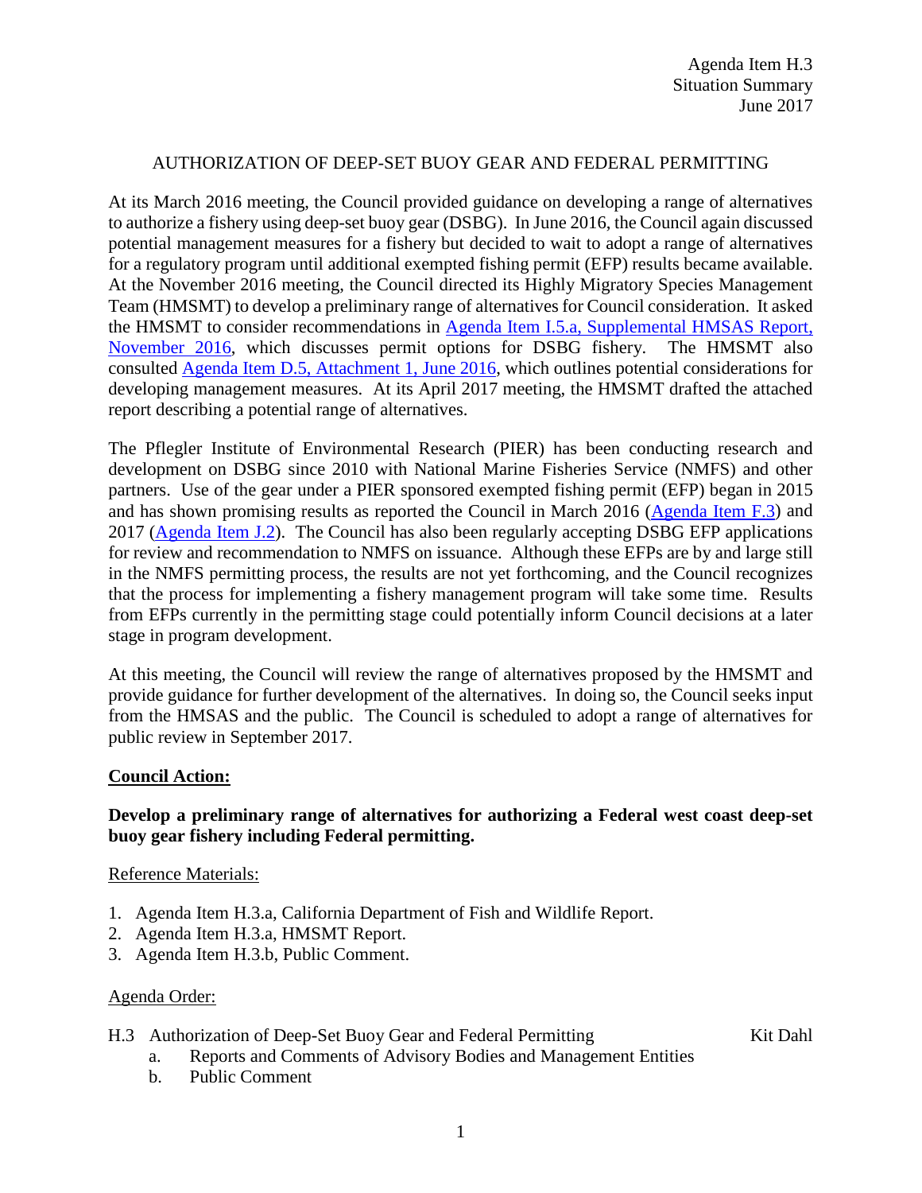Agenda Item H.3
Situation Summary
June 2017

# AUTHORIZATION OF DEEP-SET BUOY GEAR AND FEDERAL PERMITTING

At its March 2016 meeting, the Council provided guidance on developing a range of alternatives to authorize a fishery using deep-set buoy gear (DSBG). In June 2016, the Council again discussed potential management measures for a fishery but decided to wait to adopt a range of alternatives for a regulatory program until additional exempted fishing permit (EFP) results became available. At the November 2016 meeting, the Council directed its Highly Migratory Species Management Team (HMSMT) to develop a preliminary range of alternatives for Council consideration. It asked the HMSMT to consider recommendations in Agenda Item I.5.a, Supplemental HMSAS Report, November 2016, which discusses permit options for DSBG fishery. The HMSMT also consulted Agenda Item D.5, Attachment 1, June 2016, which outlines potential considerations for developing management measures. At its April 2017 meeting, the HMSMT drafted the attached report describing a potential range of alternatives.

The Pflegler Institute of Environmental Research (PIER) has been conducting research and development on DSBG since 2010 with National Marine Fisheries Service (NMFS) and other partners. Use of the gear under a PIER sponsored exempted fishing permit (EFP) began in 2015 and has shown promising results as reported the Council in March 2016 (Agenda Item F.3) and 2017 (Agenda Item J.2). The Council has also been regularly accepting DSBG EFP applications for review and recommendation to NMFS on issuance. Although these EFPs are by and large still in the NMFS permitting process, the results are not yet forthcoming, and the Council recognizes that the process for implementing a fishery management program will take some time. Results from EFPs currently in the permitting stage could potentially inform Council decisions at a later stage in program development.

At this meeting, the Council will review the range of alternatives proposed by the HMSMT and provide guidance for further development of the alternatives. In doing so, the Council seeks input from the HMSAS and the public. The Council is scheduled to adopt a range of alternatives for public review in September 2017.

## Council Action:

**Develop a preliminary range of alternatives for authorizing a Federal west coast deep-set buoy gear fishery including Federal permitting.**

Reference Materials:

1. Agenda Item H.3.a, California Department of Fish and Wildlife Report.
2. Agenda Item H.3.a, HMSMT Report.
3. Agenda Item H.3.b, Public Comment.

Agenda Order:

H.3 Authorization of Deep-Set Buoy Gear and Federal Permitting — Kit Dahl

a. Reports and Comments of Advisory Bodies and Management Entities
b. Public Comment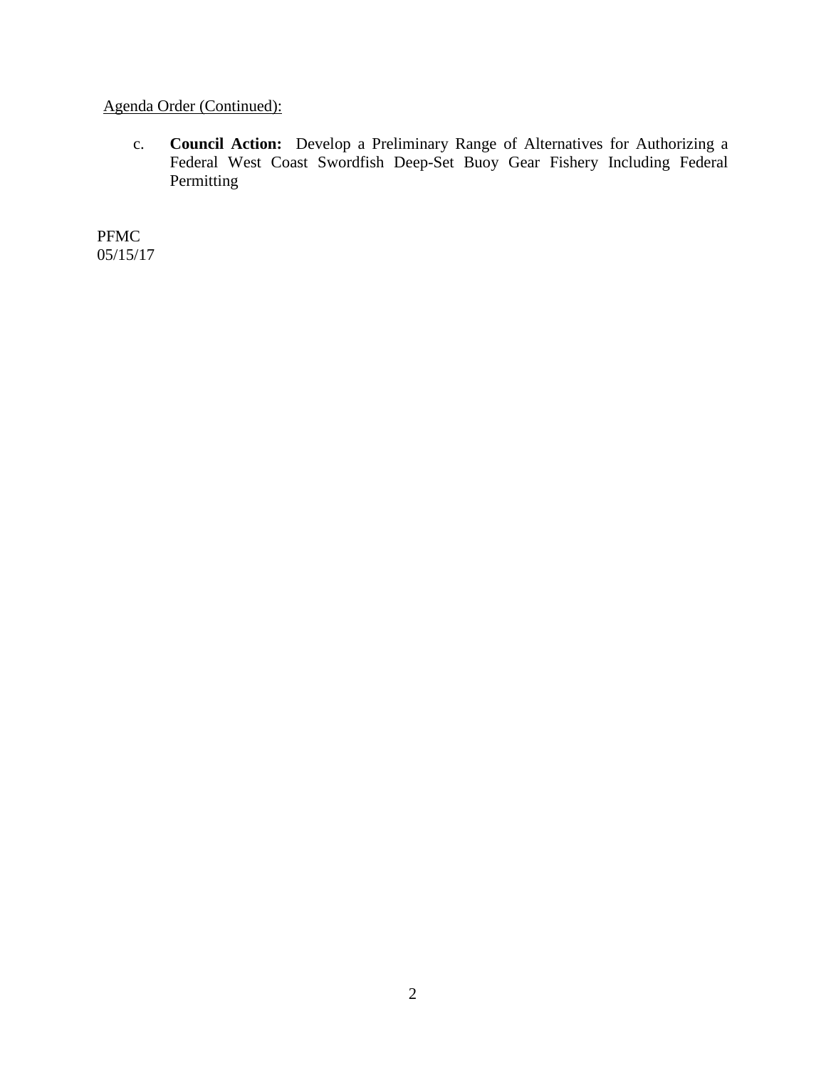<u>Agenda Order (Continued):</u>

c. **Council Action:** Develop a Preliminary Range of Alternatives for Authorizing a Federal West Coast Swordfish Deep-Set Buoy Gear Fishery Including Federal Permitting

PFMC
05/15/17